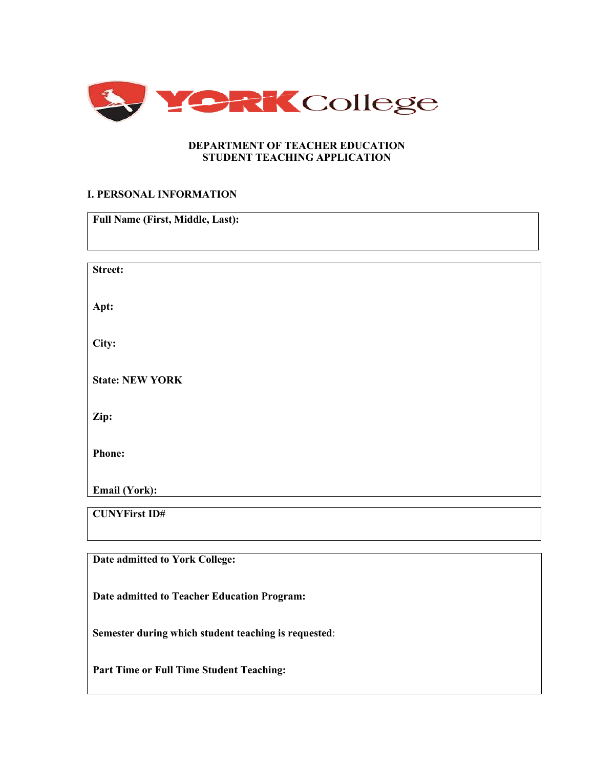YORK College

**DEPARTMENT OF TEACHER EDUCATION**
**STUDENT TEACHING APPLICATION**

## I. PERSONAL INFORMATION

**Full Name (First, Middle, Last):**

**Street:**

**Apt:**

**City:**

**State: NEW YORK**

**Zip:**

**Phone:**

**Email (York):**

**CUNYFirst ID#**

**Date admitted to York College:**

**Date admitted to Teacher Education Program:**

**Semester during which student teaching is requested**:

**Part Time or Full Time Student Teaching:**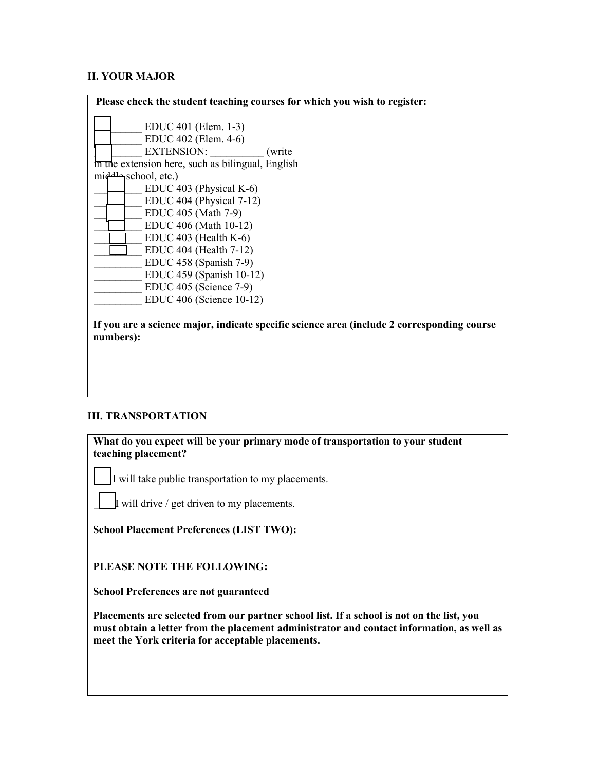## II. YOUR MAJOR

**Please check the student teaching courses for which you wish to register:**

- _________ EDUC 401 (Elem. 1-3)
- _________ EDUC 402 (Elem. 4-6)
- _________ EXTENSION: __________ (write in the extension here, such as bilingual, English middle school, etc.)
- _________ EDUC 403 (Physical K-6)
- _________ EDUC 404 (Physical 7-12)
- _________ EDUC 405 (Math 7-9)
- _________ EDUC 406 (Math 10-12)
- _________ EDUC 403 (Health K-6)
- _________ EDUC 404 (Health 7-12)
- _________ EDUC 458 (Spanish 7-9)
- _________ EDUC 459 (Spanish 10-12)
- _________ EDUC 405 (Science 7-9)
- _________ EDUC 406 (Science 10-12)

**If you are a science major, indicate specific science area (include 2 corresponding course numbers):**

## III. TRANSPORTATION

**What do you expect will be your primary mode of transportation to your student teaching placement?**

- I will take public transportation to my placements.
- I will drive / get driven to my placements.

**School Placement Preferences (LIST TWO):**

**PLEASE NOTE THE FOLLOWING:**

**School Preferences are not guaranteed**

**Placements are selected from our partner school list. If a school is not on the list, you must obtain a letter from the placement administrator and contact information, as well as meet the York criteria for acceptable placements.**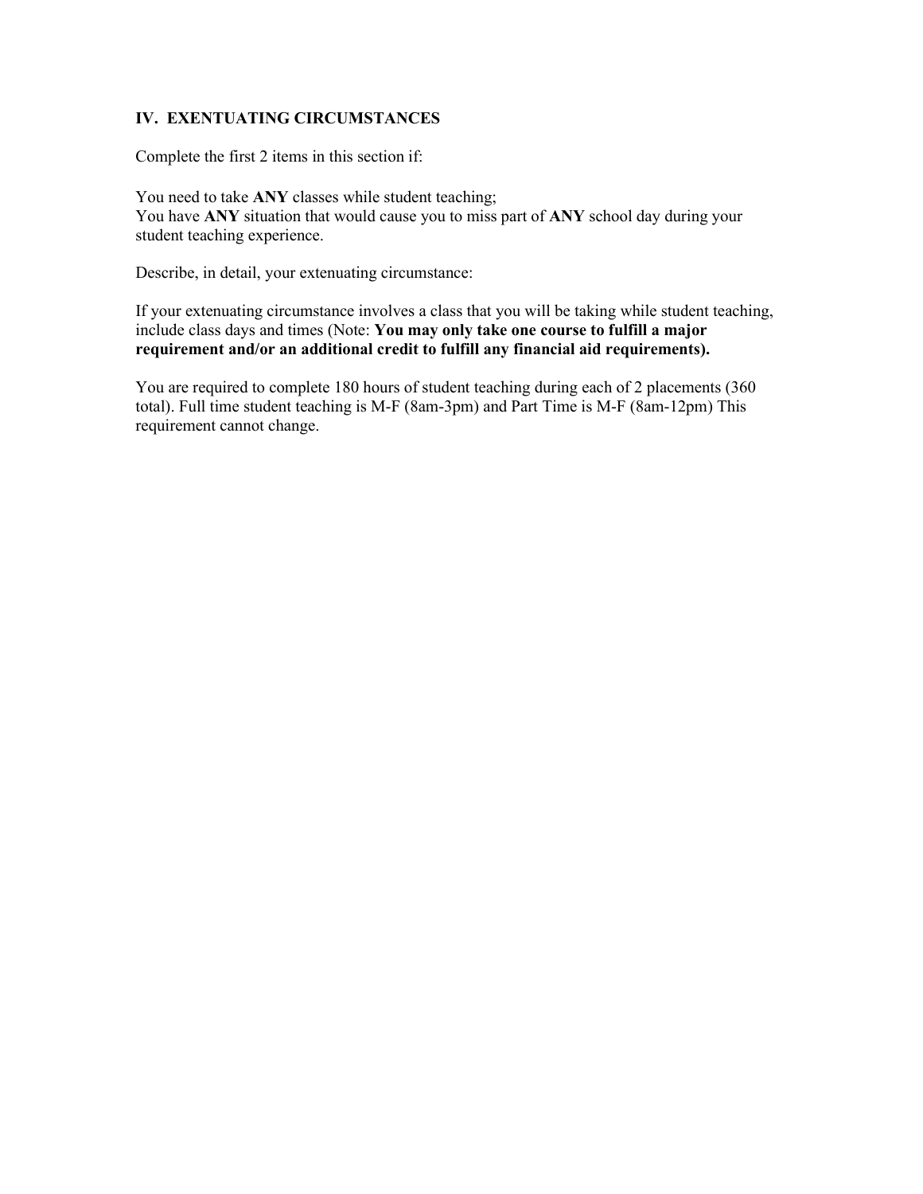## IV. EXENTUATING CIRCUMSTANCES

Complete the first 2 items in this section if:

You need to take **ANY** classes while student teaching;
You have **ANY** situation that would cause you to miss part of **ANY** school day during your student teaching experience.

Describe, in detail, your extenuating circumstance:

If your extenuating circumstance involves a class that you will be taking while student teaching, include class days and times (Note: **You may only take one course to fulfill a major requirement and/or an additional credit to fulfill any financial aid requirements).**

You are required to complete 180 hours of student teaching during each of 2 placements (360 total). Full time student teaching is M-F (8am-3pm) and Part Time is M-F (8am-12pm) This requirement cannot change.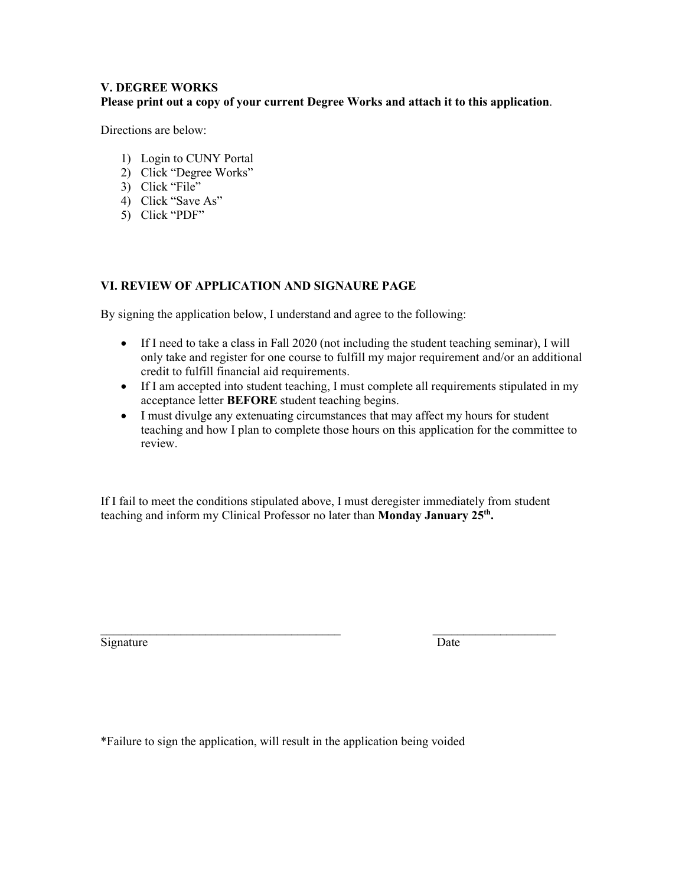## V. DEGREE WORKS

**Please print out a copy of your current Degree Works and attach it to this application**.

Directions are below:

1) Login to CUNY Portal
2) Click "Degree Works"
3) Click "File"
4) Click "Save As"
5) Click "PDF"

## VI. REVIEW OF APPLICATION AND SIGNAURE PAGE

By signing the application below, I understand and agree to the following:

- If I need to take a class in Fall 2020 (not including the student teaching seminar), I will only take and register for one course to fulfill my major requirement and/or an additional credit to fulfill financial aid requirements.
- If I am accepted into student teaching, I must complete all requirements stipulated in my acceptance letter **BEFORE** student teaching begins.
- I must divulge any extenuating circumstances that may affect my hours for student teaching and how I plan to complete those hours on this application for the committee to review.

If I fail to meet the conditions stipulated above, I must deregister immediately from student teaching and inform my Clinical Professor no later than **Monday January 25th.**

\_\_\_\_\_\_\_\_\_\_\_\_\_\_\_\_\_\_\_\_\_\_\_\_\_\_\_\_\_\_\_\_\_\_\_\_\_\_\_\_ \_\_\_\_\_\_\_\_\_\_\_\_\_\_\_\_\_\_\_\_

Signature Date

*Failure to sign the application, will result in the application being voided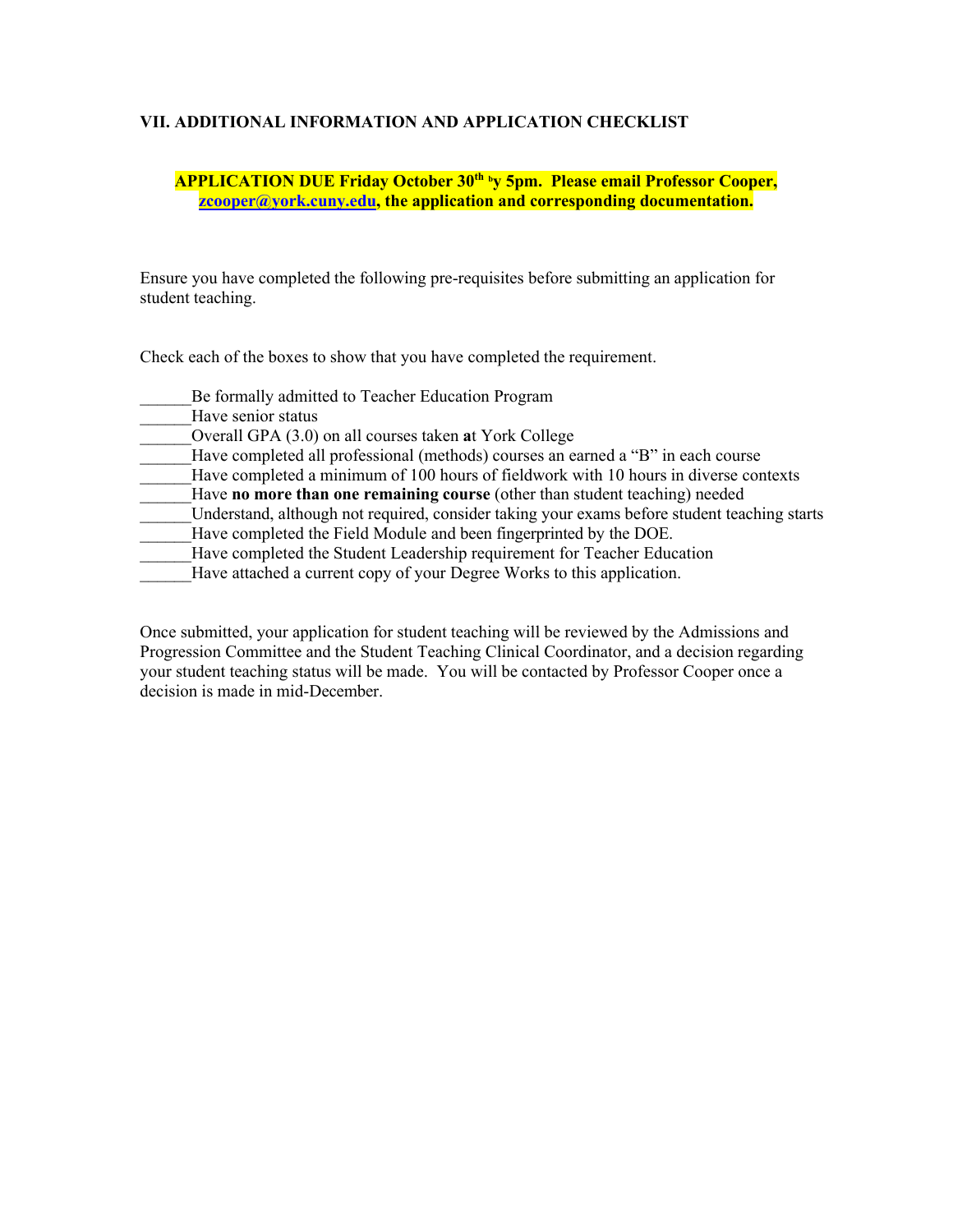### VII. ADDITIONAL INFORMATION AND APPLICATION CHECKLIST

**APPLICATION DUE Friday October 30th by 5pm. Please email Professor Cooper, zcooper@york.cuny.edu, the application and corresponding documentation.**

Ensure you have completed the following pre-requisites before submitting an application for student teaching.

Check each of the boxes to show that you have completed the requirement.

______Be formally admitted to Teacher Education Program
______Have senior status
______Overall GPA (3.0) on all courses taken **a**t York College
______Have completed all professional (methods) courses an earned a "B" in each course
______Have completed a minimum of 100 hours of fieldwork with 10 hours in diverse contexts
______Have **no more than one remaining course** (other than student teaching) needed
______Understand, although not required, consider taking your exams before student teaching starts
______Have completed the Field Module and been fingerprinted by the DOE.
______Have completed the Student Leadership requirement for Teacher Education
______Have attached a current copy of your Degree Works to this application.

Once submitted, your application for student teaching will be reviewed by the Admissions and Progression Committee and the Student Teaching Clinical Coordinator, and a decision regarding your student teaching status will be made. You will be contacted by Professor Cooper once a decision is made in mid-December.